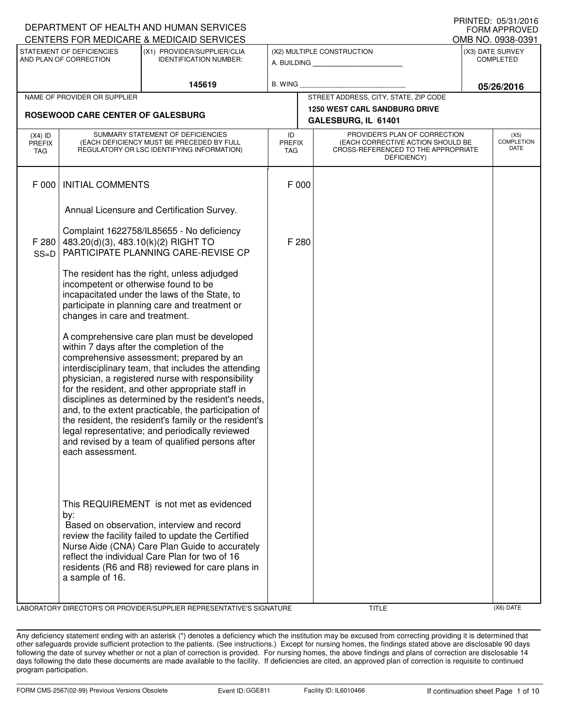DEPARTMENT OF HEALTH AND HUMAN SERVICES
CENTERS FOR MEDICARE & MEDICAID SERVICES

PRINTED: 05/31/2016
FORM APPROVED
OMB NO. 0938-0391

| STATEMENT OF DEFICIENCIES AND PLAN OF CORRECTION | (X1) PROVIDER/SUPPLIER/CLIA IDENTIFICATION NUMBER: | (X2) MULTIPLE CONSTRUCTION | (X3) DATE SURVEY COMPLETED |
|---|---|---|---|
| | 145619 | A. BUILDING ______ B. WING ______ | 05/26/2016 |

| NAME OF PROVIDER OR SUPPLIER | STREET ADDRESS, CITY, STATE, ZIP CODE |
|---|---|
| ROSEWOOD CARE CENTER OF GALESBURG | 1250 WEST CARL SANDBURG DRIVE GALESBURG, IL 61401 |

| (X4) ID PREFIX TAG | SUMMARY STATEMENT OF DEFICIENCIES (EACH DEFICIENCY MUST BE PRECEDED BY FULL REGULATORY OR LSC IDENTIFYING INFORMATION) | ID PREFIX TAG | PROVIDER'S PLAN OF CORRECTION (EACH CORRECTIVE ACTION SHOULD BE CROSS-REFERENCED TO THE APPROPRIATE DEFICIENCY) | (X5) COMPLETION DATE |
|---|---|---|---|---|
| F 000 | INITIAL COMMENTS<br><br>Annual Licensure and Certification Survey.<br><br>Complaint 1622758/IL85655 - No deficiency | F 000 | | |
| F 280 SS=D | 483.20(d)(3), 483.10(k)(2) RIGHT TO PARTICIPATE PLANNING CARE-REVISE CP<br><br>The resident has the right, unless adjudged incompetent or otherwise found to be incapacitated under the laws of the State, to participate in planning care and treatment or changes in care and treatment.<br><br>A comprehensive care plan must be developed within 7 days after the completion of the comprehensive assessment; prepared by an interdisciplinary team, that includes the attending physician, a registered nurse with responsibility for the resident, and other appropriate staff in disciplines as determined by the resident's needs, and, to the extent practicable, the participation of the resident, the resident's family or the resident's legal representative; and periodically reviewed and revised by a team of qualified persons after each assessment.<br><br>This REQUIREMENT is not met as evidenced by:<br>Based on observation, interview and record review the facility failed to update the Certified Nurse Aide (CNA) Care Plan Guide to accurately reflect the individual Care Plan for two of 16 residents (R6 and R8) reviewed for care plans in a sample of 16. | F 280 | | |

LABORATORY DIRECTOR'S OR PROVIDER/SUPPLIER REPRESENTATIVE'S SIGNATURE | TITLE | (X6) DATE

Any deficiency statement ending with an asterisk (*) denotes a deficiency which the institution may be excused from correcting providing it is determined that other safeguards provide sufficient protection to the patients. (See instructions.) Except for nursing homes, the findings stated above are disclosable 90 days following the date of survey whether or not a plan of correction is provided. For nursing homes, the above findings and plans of correction are disclosable 14 days following the date these documents are made available to the facility. If deficiencies are cited, an approved plan of correction is requisite to continued program participation.

FORM CMS-2567(02-99) Previous Versions Obsolete Event ID: GGE811 Facility ID: IL6010466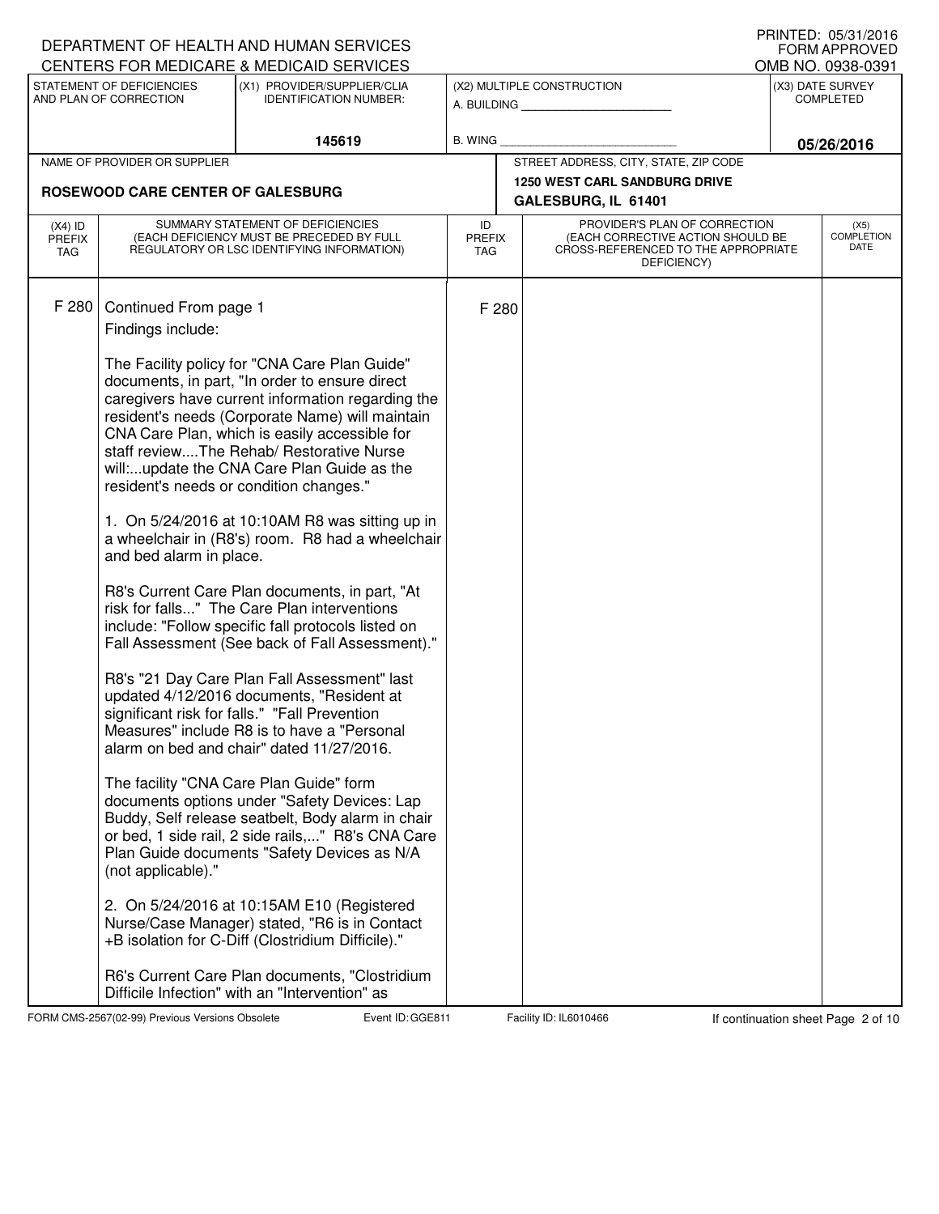DEPARTMENT OF HEALTH AND HUMAN SERVICES
CENTERS FOR MEDICARE & MEDICAID SERVICES

PRINTED: 05/31/2016
FORM APPROVED
OMB NO. 0938-0391

| STATEMENT OF DEFICIENCIES AND PLAN OF CORRECTION | (X1) PROVIDER/SUPPLIER/CLIA IDENTIFICATION NUMBER: | (X2) MULTIPLE CONSTRUCTION | (X3) DATE SURVEY COMPLETED |
|---|---|---|---|
| | 145619 | A. BUILDING ___ B. WING ___ | 05/26/2016 |

| NAME OF PROVIDER OR SUPPLIER | STREET ADDRESS, CITY, STATE, ZIP CODE |
|---|---|
| ROSEWOOD CARE CENTER OF GALESBURG | 1250 WEST CARL SANDBURG DRIVE GALESBURG, IL 61401 |

| (X4) ID PREFIX TAG | SUMMARY STATEMENT OF DEFICIENCIES (EACH DEFICIENCY MUST BE PRECEDED BY FULL REGULATORY OR LSC IDENTIFYING INFORMATION) | ID PREFIX TAG | PROVIDER'S PLAN OF CORRECTION (EACH CORRECTIVE ACTION SHOULD BE CROSS-REFERENCED TO THE APPROPRIATE DEFICIENCY) | (X5) COMPLETION DATE |
|---|---|---|---|---|
| F 280 | Continued From page 1 | F 280 | | |

Findings include:

The Facility policy for "CNA Care Plan Guide" documents, in part, "In order to ensure direct caregivers have current information regarding the resident's needs (Corporate Name) will maintain CNA Care Plan, which is easily accessible for staff review....The Rehab/ Restorative Nurse will:...update the CNA Care Plan Guide as the resident's needs or condition changes."

1. On 5/24/2016 at 10:10AM R8 was sitting up in a wheelchair in (R8's) room. R8 had a wheelchair and bed alarm in place.

R8's Current Care Plan documents, in part, "At risk for falls..." The Care Plan interventions include: "Follow specific fall protocols listed on Fall Assessment (See back of Fall Assessment)."

R8's "21 Day Care Plan Fall Assessment" last updated 4/12/2016 documents, "Resident at significant risk for falls." "Fall Prevention Measures" include R8 is to have a "Personal alarm on bed and chair" dated 11/27/2016.

The facility "CNA Care Plan Guide" form documents options under "Safety Devices: Lap Buddy, Self release seatbelt, Body alarm in chair or bed, 1 side rail, 2 side rails,..." R8's CNA Care Plan Guide documents "Safety Devices as N/A (not applicable)."

2. On 5/24/2016 at 10:15AM E10 (Registered Nurse/Case Manager) stated, "R6 is in Contact +B isolation for C-Diff (Clostridium Difficile)."

R6's Current Care Plan documents, "Clostridium Difficile Infection" with an "Intervention" as

FORM CMS-2567(02-99) Previous Versions Obsolete | Event ID: GGE811 | Facility ID: IL6010466 | If continuation sheet Page 2 of 10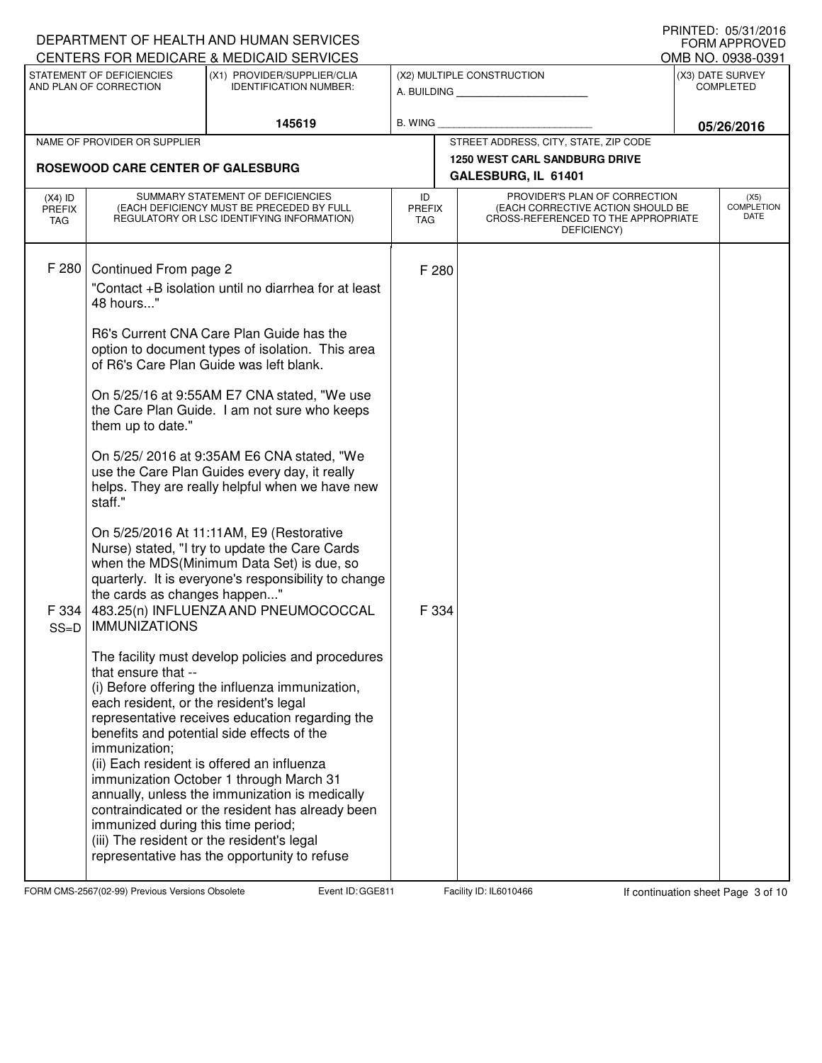DEPARTMENT OF HEALTH AND HUMAN SERVICES
CENTERS FOR MEDICARE & MEDICAID SERVICES

PRINTED: 05/31/2016
FORM APPROVED
OMB NO. 0938-0391

| STATEMENT OF DEFICIENCIES AND PLAN OF CORRECTION | (X1) PROVIDER/SUPPLIER/CLIA IDENTIFICATION NUMBER: | (X2) MULTIPLE CONSTRUCTION | (X3) DATE SURVEY COMPLETED |
|---|---|---|---|
| | 145619 | A. BUILDING ______ B. WING ______ | 05/26/2016 |

| NAME OF PROVIDER OR SUPPLIER | STREET ADDRESS, CITY, STATE, ZIP CODE |
|---|---|
| ROSEWOOD CARE CENTER OF GALESBURG | 1250 WEST CARL SANDBURG DRIVE GALESBURG, IL 61401 |

| (X4) ID PREFIX TAG | SUMMARY STATEMENT OF DEFICIENCIES (EACH DEFICIENCY MUST BE PRECEDED BY FULL REGULATORY OR LSC IDENTIFYING INFORMATION) | ID PREFIX TAG | PROVIDER'S PLAN OF CORRECTION (EACH CORRECTIVE ACTION SHOULD BE CROSS-REFERENCED TO THE APPROPRIATE DEFICIENCY) | (X5) COMPLETION DATE |
|---|---|---|---|---|
| F 280 | Continued From page 2<br>"Contact +B isolation until no diarrhea for at least 48 hours..."<br><br>R6's Current CNA Care Plan Guide has the option to document types of isolation. This area of R6's Care Plan Guide was left blank.<br><br>On 5/25/16 at 9:55AM E7 CNA stated, "We use the Care Plan Guide. I am not sure who keeps them up to date."<br><br>On 5/25/ 2016 at 9:35AM E6 CNA stated, "We use the Care Plan Guides every day, it really helps. They are really helpful when we have new staff."<br><br>On 5/25/2016 At 11:11AM, E9 (Restorative Nurse) stated, "I try to update the Care Cards when the MDS(Minimum Data Set) is due, so quarterly. It is everyone's responsibility to change the cards as changes happen..." | F 280 | | |
| F 334 SS=D | 483.25(n) INFLUENZA AND PNEUMOCOCCAL IMMUNIZATIONS<br><br>The facility must develop policies and procedures that ensure that --<br>(i) Before offering the influenza immunization, each resident, or the resident's legal representative receives education regarding the benefits and potential side effects of the immunization;<br>(ii) Each resident is offered an influenza immunization October 1 through March 31 annually, unless the immunization is medically contraindicated or the resident has already been immunized during this time period;<br>(iii) The resident or the resident's legal representative has the opportunity to refuse | F 334 | | |

FORM CMS-2567(02-99) Previous Versions Obsolete Event ID: GGE811 Facility ID: IL6010466 If continuation sheet Page 3 of 10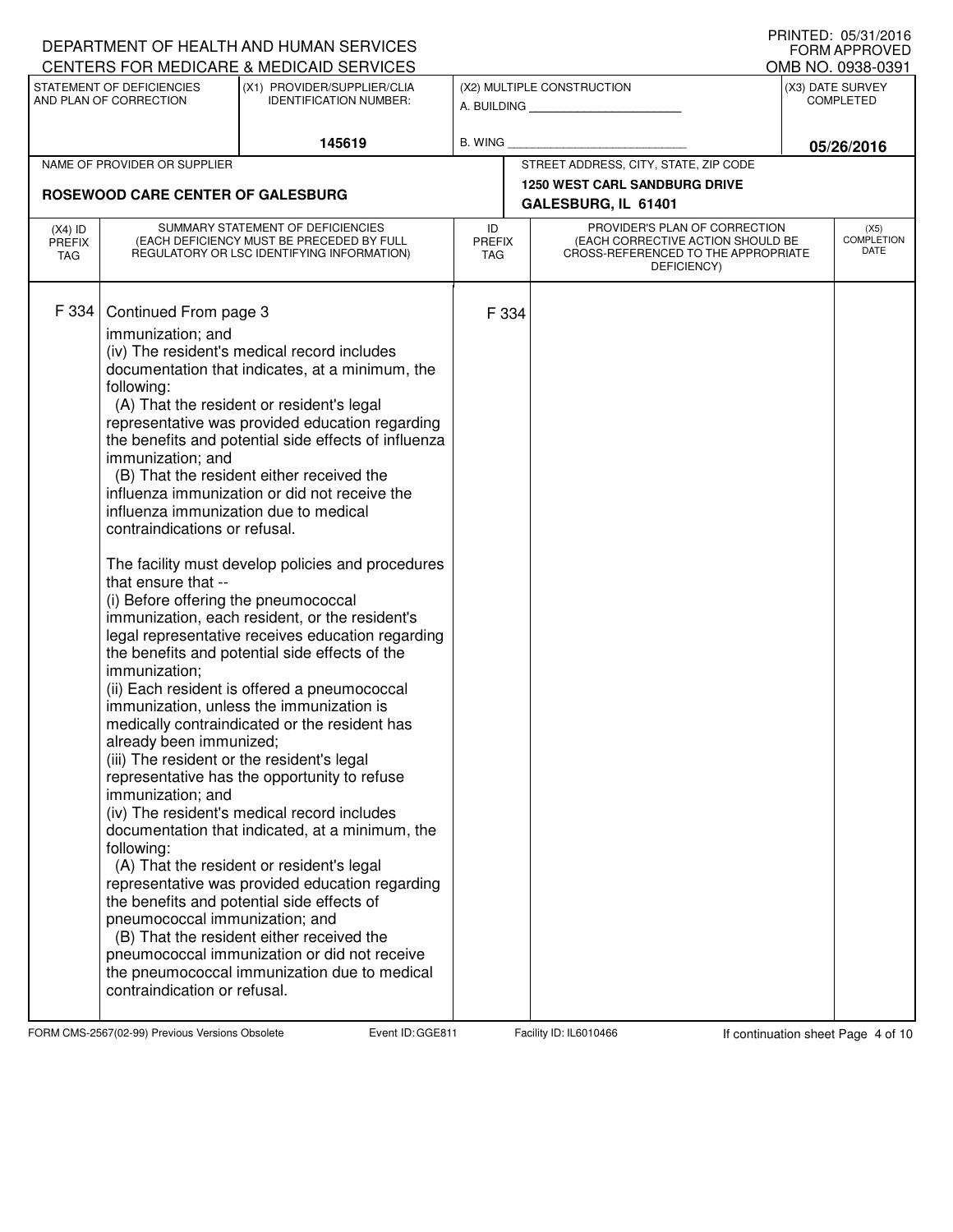DEPARTMENT OF HEALTH AND HUMAN SERVICES
CENTERS FOR MEDICARE & MEDICAID SERVICES

PRINTED: 05/31/2016
FORM APPROVED
OMB NO. 0938-0391

| STATEMENT OF DEFICIENCIES AND PLAN OF CORRECTION | (X1) PROVIDER/SUPPLIER/CLIA IDENTIFICATION NUMBER: | (X2) MULTIPLE CONSTRUCTION | (X3) DATE SURVEY COMPLETED |
|---|---|---|---|
| | 145619 | A. BUILDING ______ B. WING ______ | 05/26/2016 |

| NAME OF PROVIDER OR SUPPLIER | STREET ADDRESS, CITY, STATE, ZIP CODE |
|---|---|
| ROSEWOOD CARE CENTER OF GALESBURG | 1250 WEST CARL SANDBURG DRIVE GALESBURG, IL 61401 |

| (X4) ID PREFIX TAG | SUMMARY STATEMENT OF DEFICIENCIES (EACH DEFICIENCY MUST BE PRECEDED BY FULL REGULATORY OR LSC IDENTIFYING INFORMATION) | ID PREFIX TAG | PROVIDER'S PLAN OF CORRECTION (EACH CORRECTIVE ACTION SHOULD BE CROSS-REFERENCED TO THE APPROPRIATE DEFICIENCY) | (X5) COMPLETION DATE |
|---|---|---|---|---|
| F 334 | Continued From page 3 | F 334 | | |

immunization; and
(iv) The resident's medical record includes documentation that indicates, at a minimum, the following:
(A) That the resident or resident's legal representative was provided education regarding the benefits and potential side effects of influenza immunization; and
(B) That the resident either received the influenza immunization or did not receive the influenza immunization due to medical contraindications or refusal.

The facility must develop policies and procedures that ensure that --
(i) Before offering the pneumococcal immunization, each resident, or the resident's legal representative receives education regarding the benefits and potential side effects of the immunization;
(ii) Each resident is offered a pneumococcal immunization, unless the immunization is medically contraindicated or the resident has already been immunized;
(iii) The resident or the resident's legal representative has the opportunity to refuse immunization; and
(iv) The resident's medical record includes documentation that indicated, at a minimum, the following:
(A) That the resident or resident's legal representative was provided education regarding the benefits and potential side effects of pneumococcal immunization; and
(B) That the resident either received the pneumococcal immunization or did not receive the pneumococcal immunization due to medical contraindication or refusal.

FORM CMS-2567(02-99) Previous Versions Obsolete Event ID: GGE811 Facility ID: IL6010466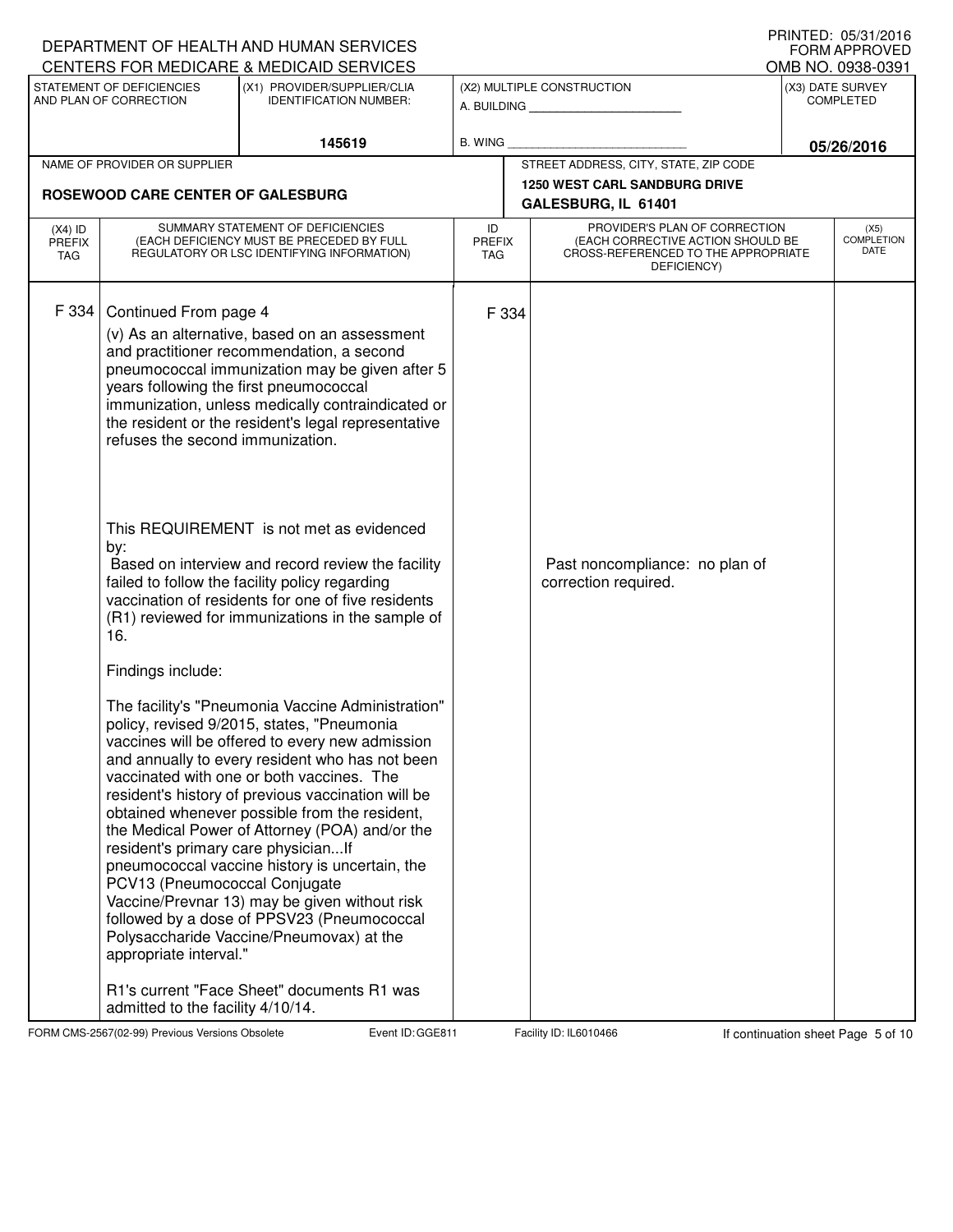DEPARTMENT OF HEALTH AND HUMAN SERVICES
CENTERS FOR MEDICARE & MEDICAID SERVICES

PRINTED: 05/31/2016
FORM APPROVED
OMB NO. 0938-0391

| STATEMENT OF DEFICIENCIES AND PLAN OF CORRECTION | (X1) PROVIDER/SUPPLIER/CLIA IDENTIFICATION NUMBER: | (X2) MULTIPLE CONSTRUCTION | (X3) DATE SURVEY COMPLETED |
|---|---|---|---|
| | 145619 | A. BUILDING ______ B. WING ______ | 05/26/2016 |

| NAME OF PROVIDER OR SUPPLIER | STREET ADDRESS, CITY, STATE, ZIP CODE |
|---|---|
| ROSEWOOD CARE CENTER OF GALESBURG | 1250 WEST CARL SANDBURG DRIVE GALESBURG, IL 61401 |

| (X4) ID PREFIX TAG | SUMMARY STATEMENT OF DEFICIENCIES (EACH DEFICIENCY MUST BE PRECEDED BY FULL REGULATORY OR LSC IDENTIFYING INFORMATION) | ID PREFIX TAG | PROVIDER'S PLAN OF CORRECTION (EACH CORRECTIVE ACTION SHOULD BE CROSS-REFERENCED TO THE APPROPRIATE DEFICIENCY) | (X5) COMPLETION DATE |
|---|---|---|---|---|
| F 334 | Continued From page 4<br><br>(v) As an alternative, based on an assessment and practitioner recommendation, a second pneumococcal immunization may be given after 5 years following the first pneumococcal immunization, unless medically contraindicated or the resident or the resident's legal representative refuses the second immunization.<br><br>This REQUIREMENT is not met as evidenced by:<br>Based on interview and record review the facility failed to follow the facility policy regarding vaccination of residents for one of five residents (R1) reviewed for immunizations in the sample of 16.<br><br>Findings include:<br><br>The facility's "Pneumonia Vaccine Administration" policy, revised 9/2015, states, "Pneumonia vaccines will be offered to every new admission and annually to every resident who has not been vaccinated with one or both vaccines. The resident's history of previous vaccination will be obtained whenever possible from the resident, the Medical Power of Attorney (POA) and/or the resident's primary care physician...If pneumococcal vaccine history is uncertain, the PCV13 (Pneumococcal Conjugate Vaccine/Prevnar 13) may be given without risk followed by a dose of PPSV23 (Pneumococcal Polysaccharide Vaccine/Pneumovax) at the appropriate interval."<br><br>R1's current "Face Sheet" documents R1 was admitted to the facility 4/10/14. | F 334 | Past noncompliance: no plan of correction required. | |

FORM CMS-2567(02-99) Previous Versions Obsolete Event ID: GGE811 Facility ID: IL6010466 If continuation sheet Page 5 of 10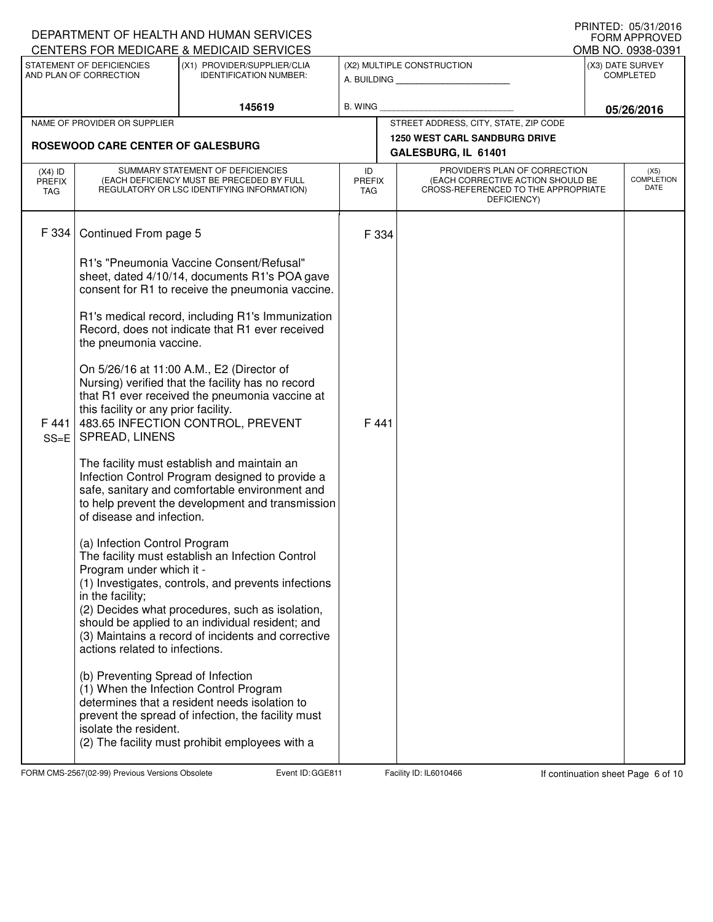DEPARTMENT OF HEALTH AND HUMAN SERVICES
CENTERS FOR MEDICARE & MEDICAID SERVICES

PRINTED: 05/31/2016
FORM APPROVED
OMB NO. 0938-0391

| STATEMENT OF DEFICIENCIES AND PLAN OF CORRECTION | (X1) PROVIDER/SUPPLIER/CLIA IDENTIFICATION NUMBER: | (X2) MULTIPLE CONSTRUCTION | (X3) DATE SURVEY COMPLETED |
|---|---|---|---|
| | 145619 | A. BUILDING ______ B. WING ______ | 05/26/2016 |

| NAME OF PROVIDER OR SUPPLIER | STREET ADDRESS, CITY, STATE, ZIP CODE |
|---|---|
| ROSEWOOD CARE CENTER OF GALESBURG | 1250 WEST CARL SANDBURG DRIVE GALESBURG, IL 61401 |

| (X4) ID PREFIX TAG | SUMMARY STATEMENT OF DEFICIENCIES (EACH DEFICIENCY MUST BE PRECEDED BY FULL REGULATORY OR LSC IDENTIFYING INFORMATION) | ID PREFIX TAG | PROVIDER'S PLAN OF CORRECTION (EACH CORRECTIVE ACTION SHOULD BE CROSS-REFERENCED TO THE APPROPRIATE DEFICIENCY) | (X5) COMPLETION DATE |
|---|---|---|---|---|
| F 334 | Continued From page 5<br><br>R1's "Pneumonia Vaccine Consent/Refusal" sheet, dated 4/10/14, documents R1's POA gave consent for R1 to receive the pneumonia vaccine.<br><br>R1's medical record, including R1's Immunization Record, does not indicate that R1 ever received the pneumonia vaccine.<br><br>On 5/26/16 at 11:00 A.M., E2 (Director of Nursing) verified that the facility has no record that R1 ever received the pneumonia vaccine at this facility or any prior facility. | F 334 | | |
| F 441 SS=E | 483.65 INFECTION CONTROL, PREVENT SPREAD, LINENS<br><br>The facility must establish and maintain an Infection Control Program designed to provide a safe, sanitary and comfortable environment and to help prevent the development and transmission of disease and infection.<br><br>(a) Infection Control Program<br>The facility must establish an Infection Control Program under which it -<br>(1) Investigates, controls, and prevents infections in the facility;<br>(2) Decides what procedures, such as isolation, should be applied to an individual resident; and<br>(3) Maintains a record of incidents and corrective actions related to infections.<br><br>(b) Preventing Spread of Infection<br>(1) When the Infection Control Program determines that a resident needs isolation to prevent the spread of infection, the facility must isolate the resident.<br>(2) The facility must prohibit employees with a | F 441 | | |

FORM CMS-2567(02-99) Previous Versions Obsolete | Event ID: GGE811 | Facility ID: IL6010466 | If continuation sheet Page 6 of 10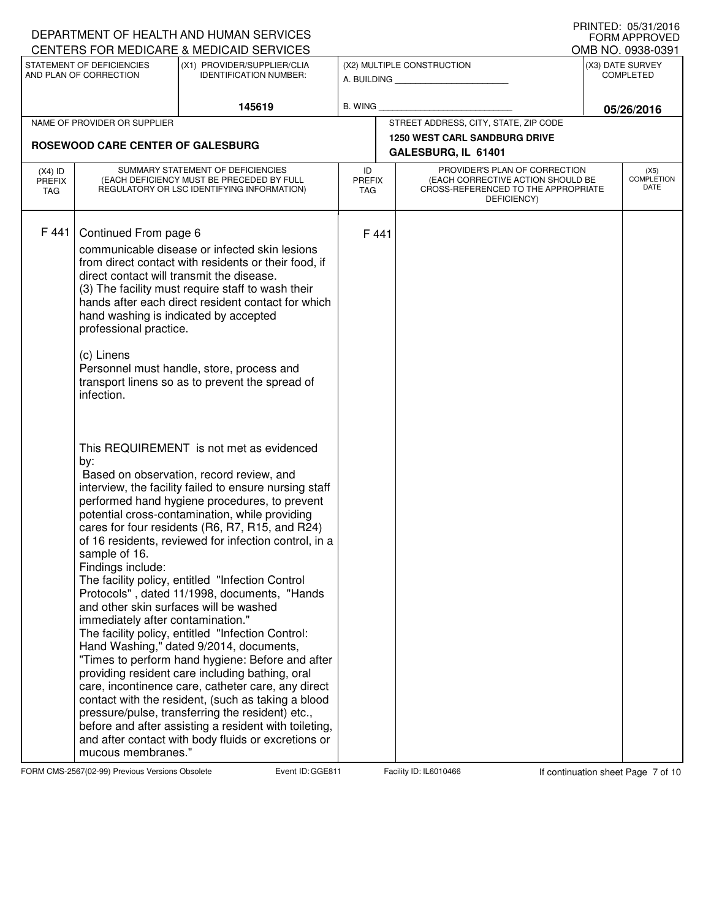DEPARTMENT OF HEALTH AND HUMAN SERVICES
CENTERS FOR MEDICARE & MEDICAID SERVICES

PRINTED: 05/31/2016
FORM APPROVED
OMB NO. 0938-0391

| STATEMENT OF DEFICIENCIES AND PLAN OF CORRECTION | (X1) PROVIDER/SUPPLIER/CLIA IDENTIFICATION NUMBER: | (X2) MULTIPLE CONSTRUCTION | (X3) DATE SURVEY COMPLETED |
|---|---|---|---|
| | 145619 | A. BUILDING ______ B. WING ______ | 05/26/2016 |

| NAME OF PROVIDER OR SUPPLIER | STREET ADDRESS, CITY, STATE, ZIP CODE |
|---|---|
| ROSEWOOD CARE CENTER OF GALESBURG | 1250 WEST CARL SANDBURG DRIVE GALESBURG, IL 61401 |

| (X4) ID PREFIX TAG | SUMMARY STATEMENT OF DEFICIENCIES (EACH DEFICIENCY MUST BE PRECEDED BY FULL REGULATORY OR LSC IDENTIFYING INFORMATION) | ID PREFIX TAG | PROVIDER'S PLAN OF CORRECTION (EACH CORRECTIVE ACTION SHOULD BE CROSS-REFERENCED TO THE APPROPRIATE DEFICIENCY) | (X5) COMPLETION DATE |
|---|---|---|---|---|
| F 441 | Continued From page 6 | F 441 | | |

communicable disease or infected skin lesions from direct contact with residents or their food, if direct contact will transmit the disease.
(3) The facility must require staff to wash their hands after each direct resident contact for which hand washing is indicated by accepted professional practice.

(c) Linens
Personnel must handle, store, process and transport linens so as to prevent the spread of infection.

This REQUIREMENT is not met as evidenced by:
Based on observation, record review, and interview, the facility failed to ensure nursing staff performed hand hygiene procedures, to prevent potential cross-contamination, while providing cares for four residents (R6, R7, R15, and R24) of 16 residents, reviewed for infection control, in a sample of 16.
Findings include:
The facility policy, entitled "Infection Control Protocols" , dated 11/1998, documents, "Hands and other skin surfaces will be washed immediately after contamination."
The facility policy, entitled "Infection Control: Hand Washing," dated 9/2014, documents, "Times to perform hand hygiene: Before and after providing resident care including bathing, oral care, incontinence care, catheter care, any direct contact with the resident, (such as taking a blood pressure/pulse, transferring the resident) etc., before and after assisting a resident with toileting, and after contact with body fluids or excretions or mucous membranes."

FORM CMS-2567(02-99) Previous Versions Obsolete Event ID: GGE811 Facility ID: IL6010466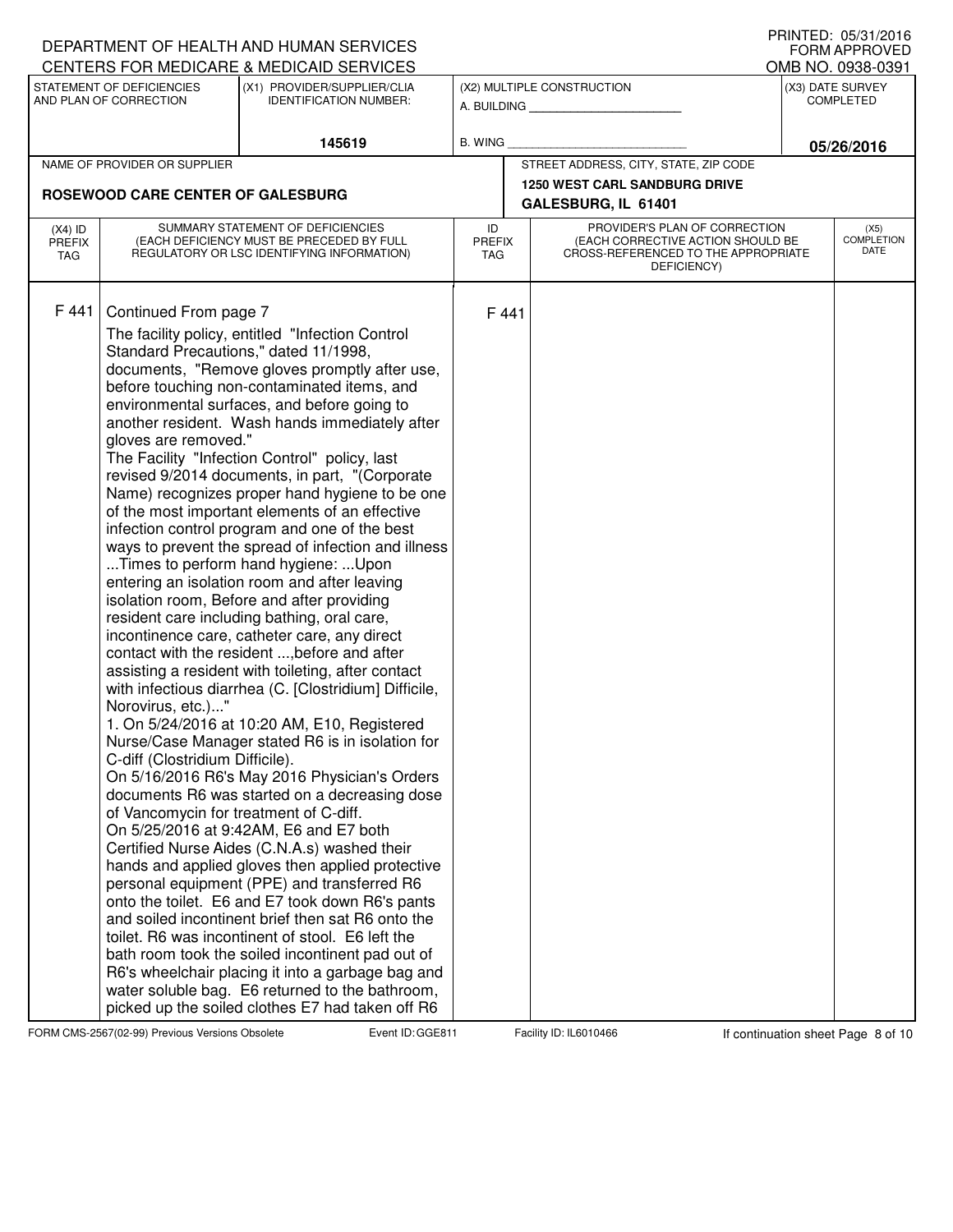DEPARTMENT OF HEALTH AND HUMAN SERVICES
CENTERS FOR MEDICARE & MEDICAID SERVICES

PRINTED: 05/31/2016
FORM APPROVED
OMB NO. 0938-0391

| STATEMENT OF DEFICIENCIES AND PLAN OF CORRECTION | (X1) PROVIDER/SUPPLIER/CLIA IDENTIFICATION NUMBER: | (X2) MULTIPLE CONSTRUCTION | (X3) DATE SURVEY COMPLETED |
|---|---|---|---|
| | 145619 | A. BUILDING ______ B. WING ______ | 05/26/2016 |

| NAME OF PROVIDER OR SUPPLIER | STREET ADDRESS, CITY, STATE, ZIP CODE |
|---|---|
| ROSEWOOD CARE CENTER OF GALESBURG | 1250 WEST CARL SANDBURG DRIVE GALESBURG, IL 61401 |

| (X4) ID PREFIX TAG | SUMMARY STATEMENT OF DEFICIENCIES (EACH DEFICIENCY MUST BE PRECEDED BY FULL REGULATORY OR LSC IDENTIFYING INFORMATION) | ID PREFIX TAG | PROVIDER'S PLAN OF CORRECTION (EACH CORRECTIVE ACTION SHOULD BE CROSS-REFERENCED TO THE APPROPRIATE DEFICIENCY) | (X5) COMPLETION DATE |
|---|---|---|---|---|
| F 441 | Continued From page 7 | F 441 | | |

The facility policy, entitled "Infection Control Standard Precautions," dated 11/1998, documents, "Remove gloves promptly after use, before touching non-contaminated items, and environmental surfaces, and before going to another resident. Wash hands immediately after gloves are removed."

The Facility "Infection Control" policy, last revised 9/2014 documents, in part, "(Corporate Name) recognizes proper hand hygiene to be one of the most important elements of an effective infection control program and one of the best ways to prevent the spread of infection and illness ...Times to perform hand hygiene: ...Upon entering an isolation room and after leaving isolation room, Before and after providing resident care including bathing, oral care, incontinence care, catheter care, any direct contact with the resident ...,before and after assisting a resident with toileting, after contact with infectious diarrhea (C. [Clostridium] Difficile, Norovirus, etc.)..."

1. On 5/24/2016 at 10:20 AM, E10, Registered Nurse/Case Manager stated R6 is in isolation for C-diff (Clostridium Difficile).

On 5/16/2016 R6's May 2016 Physician's Orders documents R6 was started on a decreasing dose of Vancomycin for treatment of C-diff.

On 5/25/2016 at 9:42AM, E6 and E7 both Certified Nurse Aides (C.N.A.s) washed their hands and applied gloves then applied protective personal equipment (PPE) and transferred R6 onto the toilet. E6 and E7 took down R6's pants and soiled incontinent brief then sat R6 onto the toilet. R6 was incontinent of stool. E6 left the bath room took the soiled incontinent pad out of R6's wheelchair placing it into a garbage bag and water soluble bag. E6 returned to the bathroom, picked up the soiled clothes E7 had taken off R6

FORM CMS-2567(02-99) Previous Versions Obsolete | Event ID: GGE811 | Facility ID: IL6010466 | If continuation sheet Page 8 of 10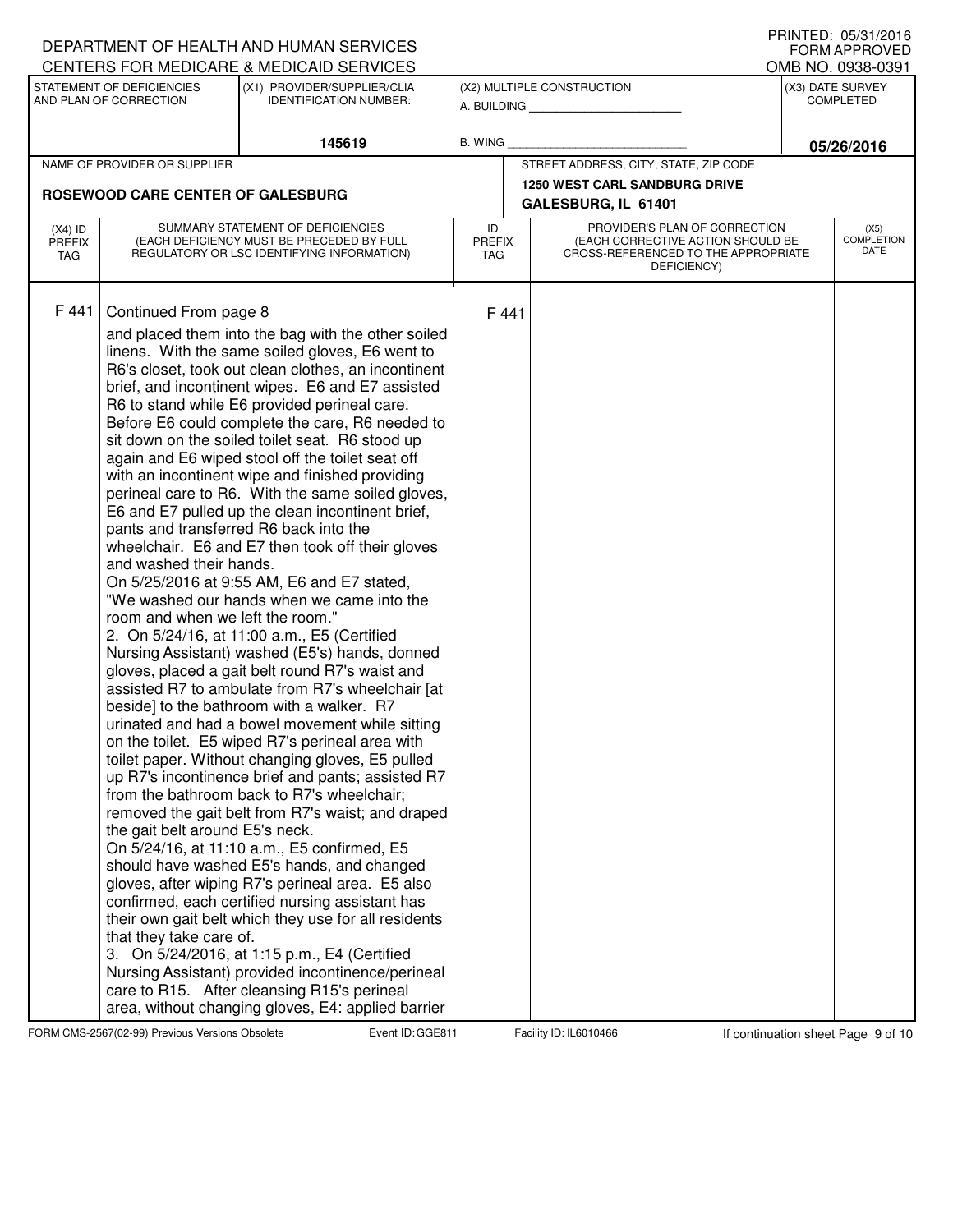DEPARTMENT OF HEALTH AND HUMAN SERVICES
CENTERS FOR MEDICARE & MEDICAID SERVICES

PRINTED: 05/31/2016
FORM APPROVED
OMB NO. 0938-0391

| STATEMENT OF DEFICIENCIES AND PLAN OF CORRECTION | (X1) PROVIDER/SUPPLIER/CLIA IDENTIFICATION NUMBER: | (X2) MULTIPLE CONSTRUCTION | (X3) DATE SURVEY COMPLETED |
|---|---|---|---|
| | 145619 | A. BUILDING ______ B. WING ______ | 05/26/2016 |

| NAME OF PROVIDER OR SUPPLIER | STREET ADDRESS, CITY, STATE, ZIP CODE |
|---|---|
| ROSEWOOD CARE CENTER OF GALESBURG | 1250 WEST CARL SANDBURG DRIVE GALESBURG, IL 61401 |

| (X4) ID PREFIX TAG | SUMMARY STATEMENT OF DEFICIENCIES (EACH DEFICIENCY MUST BE PRECEDED BY FULL REGULATORY OR LSC IDENTIFYING INFORMATION) | ID PREFIX TAG | PROVIDER'S PLAN OF CORRECTION (EACH CORRECTIVE ACTION SHOULD BE CROSS-REFERENCED TO THE APPROPRIATE DEFICIENCY) | (X5) COMPLETION DATE |
|---|---|---|---|---|
| F 441 | Continued From page 8 | F 441 | | |

and placed them into the bag with the other soiled linens. With the same soiled gloves, E6 went to R6's closet, took out clean clothes, an incontinent brief, and incontinent wipes. E6 and E7 assisted R6 to stand while E6 provided perineal care. Before E6 could complete the care, R6 needed to sit down on the soiled toilet seat. R6 stood up again and E6 wiped stool off the toilet seat off with an incontinent wipe and finished providing perineal care to R6. With the same soiled gloves, E6 and E7 pulled up the clean incontinent brief, pants and transferred R6 back into the wheelchair. E6 and E7 then took off their gloves and washed their hands.

On 5/25/2016 at 9:55 AM, E6 and E7 stated, "We washed our hands when we came into the room and when we left the room."

2. On 5/24/16, at 11:00 a.m., E5 (Certified Nursing Assistant) washed (E5's) hands, donned gloves, placed a gait belt round R7's waist and assisted R7 to ambulate from R7's wheelchair [at beside] to the bathroom with a walker. R7 urinated and had a bowel movement while sitting on the toilet. E5 wiped R7's perineal area with toilet paper. Without changing gloves, E5 pulled up R7's incontinence brief and pants; assisted R7 from the bathroom back to R7's wheelchair; removed the gait belt from R7's waist; and draped the gait belt around E5's neck.

On 5/24/16, at 11:10 a.m., E5 confirmed, E5 should have washed E5's hands, and changed gloves, after wiping R7's perineal area. E5 also confirmed, each certified nursing assistant has their own gait belt which they use for all residents that they take care of.

3. On 5/24/2016, at 1:15 p.m., E4 (Certified Nursing Assistant) provided incontinence/perineal care to R15. After cleansing R15's perineal area, without changing gloves, E4: applied barrier

FORM CMS-2567(02-99) Previous Versions Obsolete | Event ID: GGE811 | Facility ID: IL6010466 | If continuation sheet Page 9 of 10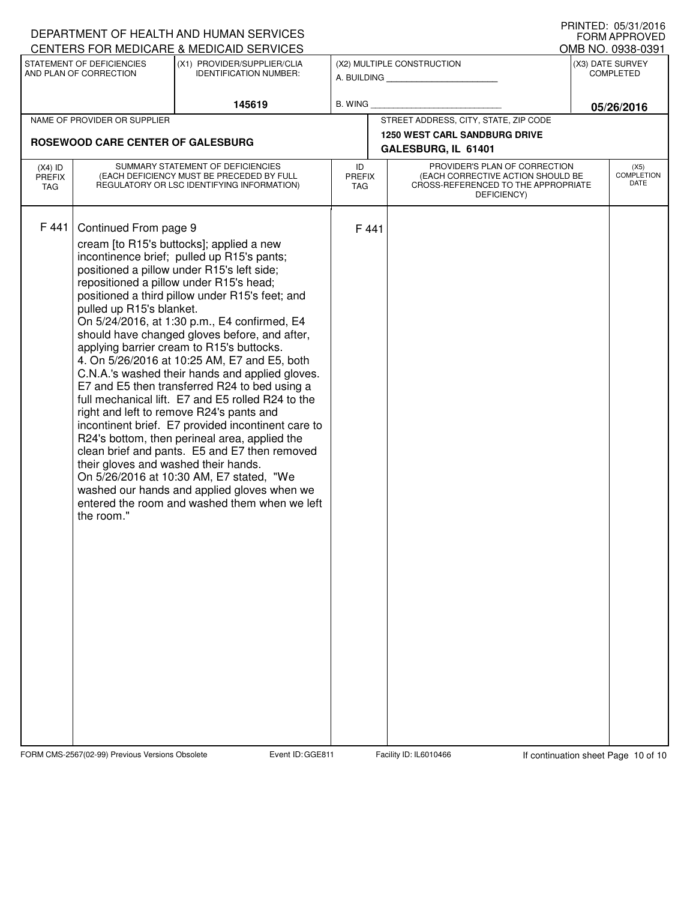DEPARTMENT OF HEALTH AND HUMAN SERVICES
CENTERS FOR MEDICARE & MEDICAID SERVICES

PRINTED: 05/31/2016
FORM APPROVED
OMB NO. 0938-0391

| STATEMENT OF DEFICIENCIES AND PLAN OF CORRECTION | (X1) PROVIDER/SUPPLIER/CLIA IDENTIFICATION NUMBER: | (X2) MULTIPLE CONSTRUCTION | (X3) DATE SURVEY COMPLETED |
|---|---|---|---|
| | 145619 | A. BUILDING ______ B. WING ______ | 05/26/2016 |

| NAME OF PROVIDER OR SUPPLIER | STREET ADDRESS, CITY, STATE, ZIP CODE |
|---|---|
| ROSEWOOD CARE CENTER OF GALESBURG | 1250 WEST CARL SANDBURG DRIVE GALESBURG, IL 61401 |

| (X4) ID PREFIX TAG | SUMMARY STATEMENT OF DEFICIENCIES (EACH DEFICIENCY MUST BE PRECEDED BY FULL REGULATORY OR LSC IDENTIFYING INFORMATION) | ID PREFIX TAG | PROVIDER'S PLAN OF CORRECTION (EACH CORRECTIVE ACTION SHOULD BE CROSS-REFERENCED TO THE APPROPRIATE DEFICIENCY) | (X5) COMPLETION DATE |
|---|---|---|---|---|
| F 441 | Continued From page 9<br>cream [to R15's buttocks]; applied a new incontinence brief; pulled up R15's pants; positioned a pillow under R15's left side; repositioned a pillow under R15's head; positioned a third pillow under R15's feet; and pulled up R15's blanket.<br>On 5/24/2016, at 1:30 p.m., E4 confirmed, E4 should have changed gloves before, and after, applying barrier cream to R15's buttocks.<br>4. On 5/26/2016 at 10:25 AM, E7 and E5, both C.N.A.'s washed their hands and applied gloves. E7 and E5 then transferred R24 to bed using a full mechanical lift. E7 and E5 rolled R24 to the right and left to remove R24's pants and incontinent brief. E7 provided incontinent care to R24's bottom, then perineal area, applied the clean brief and pants. E5 and E7 then removed their gloves and washed their hands.<br>On 5/26/2016 at 10:30 AM, E7 stated, "We washed our hands and applied gloves when we entered the room and washed them when we left the room." | F 441 | | |

FORM CMS-2567(02-99) Previous Versions Obsolete Event ID: GGE811 Facility ID: IL6010466 If continuation sheet Page 10 of 10